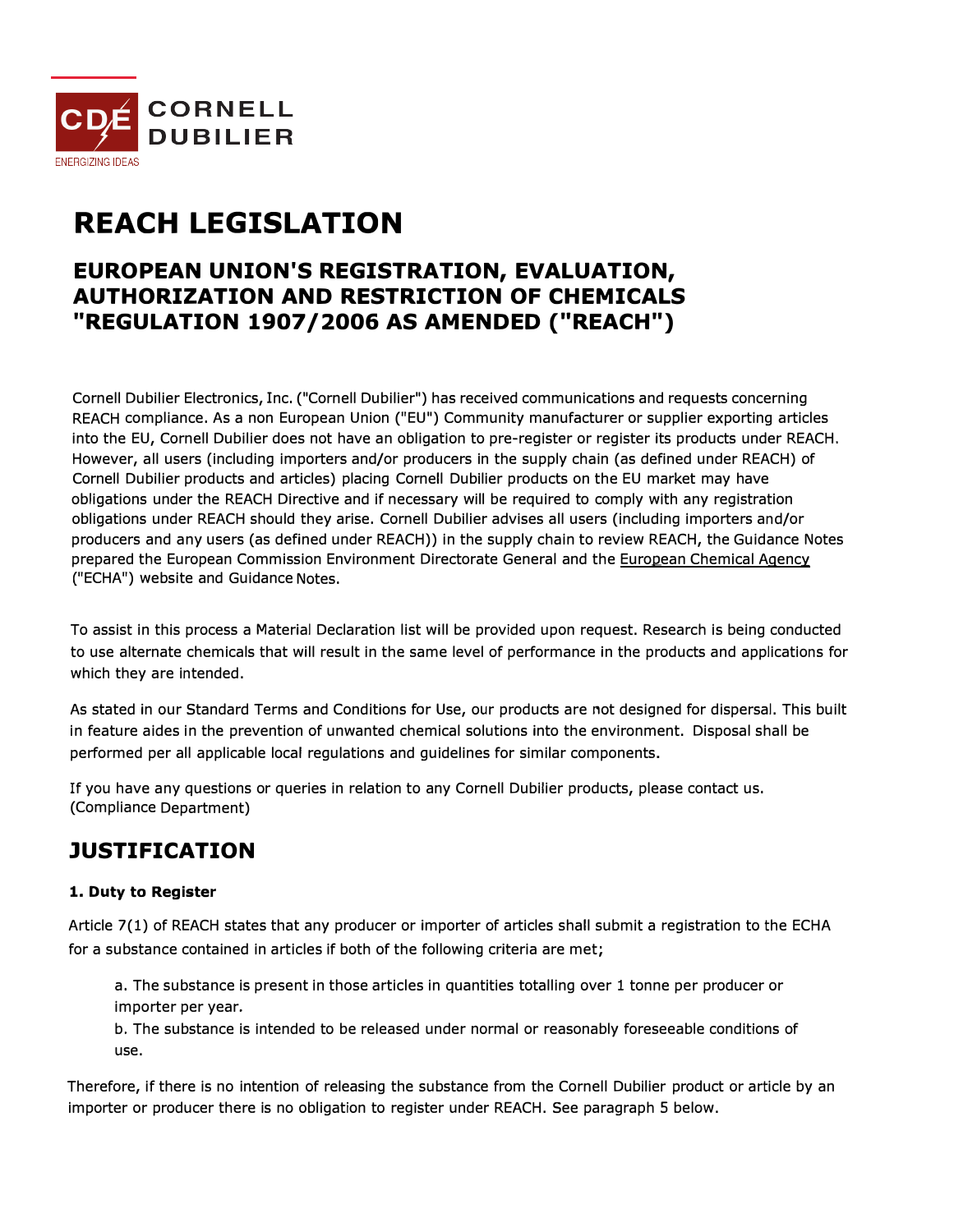CORNELL DUBILIER

ENERGIZING IDEAS

# REACH LEGISLATION

## EUROPEAN UNION'S REGISTRATION, EVALUATION, AUTHORIZATION AND RESTRICTION OF CHEMICALS "REGULATION 1907/2006 AS AMENDED ("REACH")

Cornell Dubilier Electronics, Inc. ("Cornell Dubilier") has received communications and requests concerning REACH compliance. As a non European Union ("EU") Community manufacturer or supplier exporting articles into the EU, Cornell Dubilier does not have an obligation to pre-register or register its products under REACH. However, all users (including importers and/or producers in the supply chain (as defined under REACH) of Cornell Dubilier products and articles) placing Cornell Dubilier products on the EU market may have obligations under the REACH Directive and if necessary will be required to comply with any registration obligations under REACH should they arise. Cornell Dubilier advises all users (including importers and/or producers and any users (as defined under REACH)) in the supply chain to review REACH, the Guidance Notes prepared the European Commission Environment Directorate General and the European Chemical Agency ("ECHA") website and Guidance Notes.

To assist in this process a Material Declaration list will be provided upon request. Research is being conducted to use alternate chemicals that will result in the same level of performance in the products and applications for which they are intended.

As stated in our Standard Terms and Conditions for Use, our products are not designed for dispersal. This built in feature aides in the prevention of unwanted chemical solutions into the environment. Disposal shall be performed per all applicable local regulations and guidelines for similar components.

If you have any questions or queries in relation to any Cornell Dubilier products, please contact us. (Compliance Department)

## JUSTIFICATION

**1. Duty to Register**

Article 7(1) of REACH states that any producer or importer of articles shall submit a registration to the ECHA for a substance contained in articles if both of the following criteria are met;

> a. The substance is present in those articles in quantities totalling over 1 tonne per producer or importer per year.
> b. The substance is intended to be released under normal or reasonably foreseeable conditions of use.

Therefore, if there is no intention of releasing the substance from the Cornell Dubilier product or article by an importer or producer there is no obligation to register under REACH. See paragraph 5 below.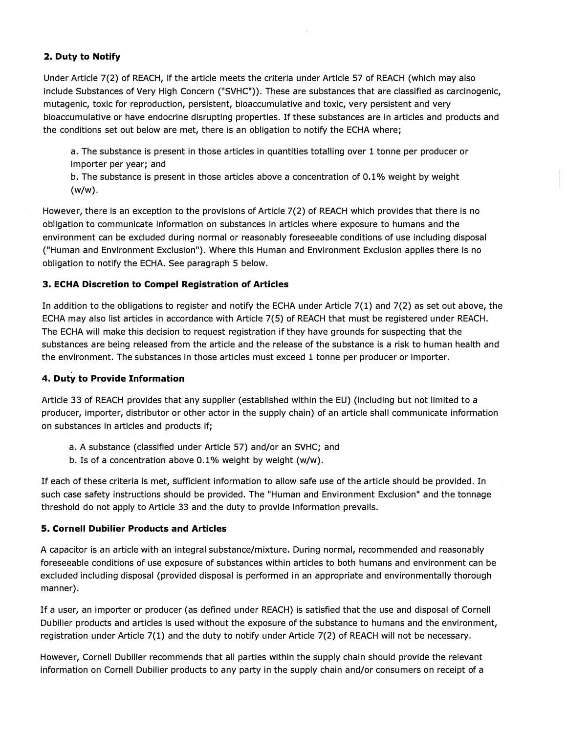### 2. Duty to Notify

Under Article 7(2) of REACH, if the article meets the criteria under Article 57 of REACH (which may also include Substances of Very High Concern ("SVHC")). These are substances that are classified as carcinogenic, mutagenic, toxic for reproduction, persistent, bioaccumulative and toxic, very persistent and very bioaccumulative or have endocrine disrupting properties. If these substances are in articles and products and the conditions set out below are met, there is an obligation to notify the ECHA where;

a. The substance is present in those articles in quantities totalling over 1 tonne per producer or importer per year; and
b. The substance is present in those articles above a concentration of 0.1% weight by weight (w/w).

However, there is an exception to the provisions of Article 7(2) of REACH which provides that there is no obligation to communicate information on substances in articles where exposure to humans and the environment can be excluded during normal or reasonably foreseeable conditions of use including disposal ("Human and Environment Exclusion"). Where this Human and Environment Exclusion applies there is no obligation to notify the ECHA. See paragraph 5 below.

### 3. ECHA Discretion to Compel Registration of Articles

In addition to the obligations to register and notify the ECHA under Article 7(1) and 7(2) as set out above, the ECHA may also list articles in accordance with Article 7(5) of REACH that must be registered under REACH. The ECHA will make this decision to request registration if they have grounds for suspecting that the substances are being released from the article and the release of the substance is a risk to human health and the environment. The substances in those articles must exceed 1 tonne per producer or importer.

### 4. Duty to Provide Information

Article 33 of REACH provides that any supplier (established within the EU) (including but not limited to a producer, importer, distributor or other actor in the supply chain) of an article shall communicate information on substances in articles and products if;

a. A substance (classified under Article 57) and/or an SVHC; and
b. Is of a concentration above 0.1% weight by weight (w/w).

If each of these criteria is met, sufficient information to allow safe use of the article should be provided. In such case safety instructions should be provided. The "Human and Environment Exclusion" and the tonnage threshold do not apply to Article 33 and the duty to provide information prevails.

### 5. Cornell Dubilier Products and Articles

A capacitor is an article with an integral substance/mixture. During normal, recommended and reasonably foreseeable conditions of use exposure of substances within articles to both humans and environment can be excluded including disposal (provided disposal is performed in an appropriate and environmentally thorough manner).

If a user, an importer or producer (as defined under REACH) is satisfied that the use and disposal of Cornell Dubilier products and articles is used without the exposure of the substance to humans and the environment, registration under Article 7(1) and the duty to notify under Article 7(2) of REACH will not be necessary.

However, Cornell Dubilier recommends that all parties within the supply chain should provide the relevant information on Cornell Dubilier products to any party in the supply chain and/or consumers on receipt of a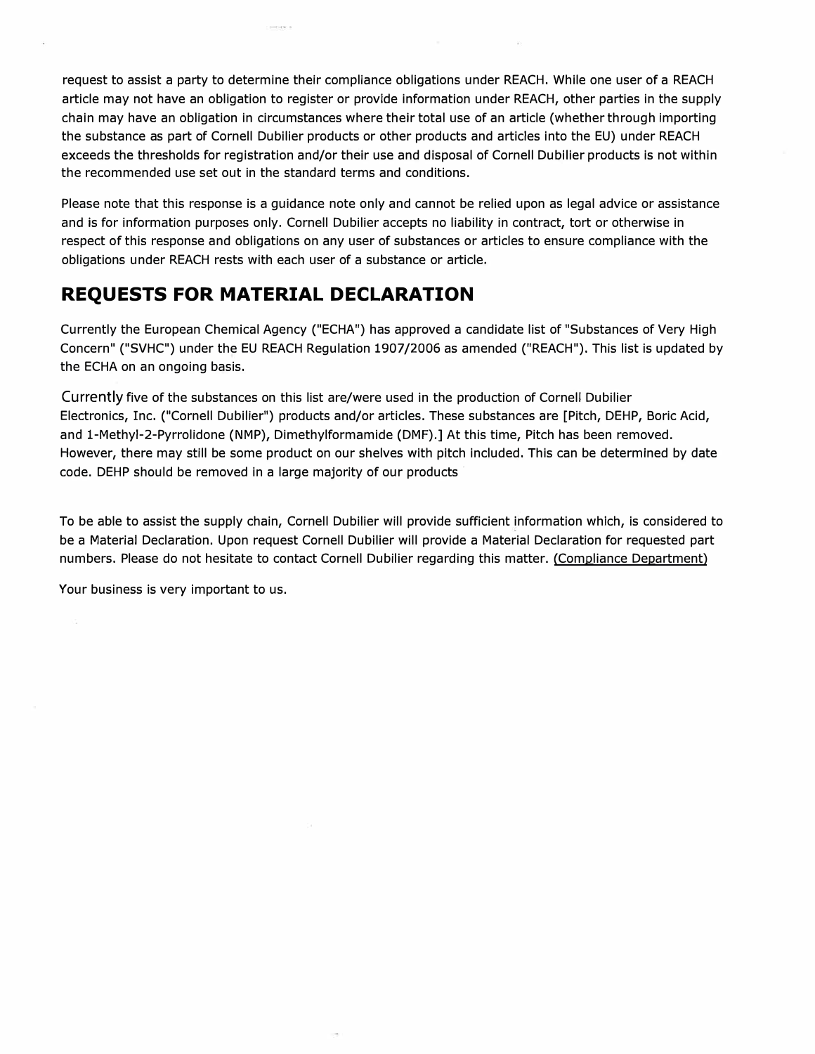request to assist a party to determine their compliance obligations under REACH. While one user of a REACH article may not have an obligation to register or provide information under REACH, other parties in the supply chain may have an obligation in circumstances where their total use of an article (whether through importing the substance as part of Cornell Dubilier products or other products and articles into the EU) under REACH exceeds the thresholds for registration and/or their use and disposal of Cornell Dubilier products is not within the recommended use set out in the standard terms and conditions.

Please note that this response is a guidance note only and cannot be relied upon as legal advice or assistance and is for information purposes only. Cornell Dubilier accepts no liability in contract, tort or otherwise in respect of this response and obligations on any user of substances or articles to ensure compliance with the obligations under REACH rests with each user of a substance or article.

## REQUESTS FOR MATERIAL DECLARATION

Currently the European Chemical Agency ("ECHA") has approved a candidate list of "Substances of Very High Concern" ("SVHC") under the EU REACH Regulation 1907/2006 as amended ("REACH"). This list is updated by the ECHA on an ongoing basis.

Currently five of the substances on this list are/were used in the production of Cornell Dubilier Electronics, Inc. ("Cornell Dubilier") products and/or articles. These substances are [Pitch, DEHP, Boric Acid, and 1-Methyl-2-Pyrrolidone (NMP), Dimethylformamide (DMF).] At this time, Pitch has been removed. However, there may still be some product on our shelves with pitch included. This can be determined by date code. DEHP should be removed in a large majority of our products

To be able to assist the supply chain, Cornell Dubilier will provide sufficient information which, is considered to be a Material Declaration. Upon request Cornell Dubilier will provide a Material Declaration for requested part numbers. Please do not hesitate to contact Cornell Dubilier regarding this matter. (Compliance Department)

Your business is very important to us.